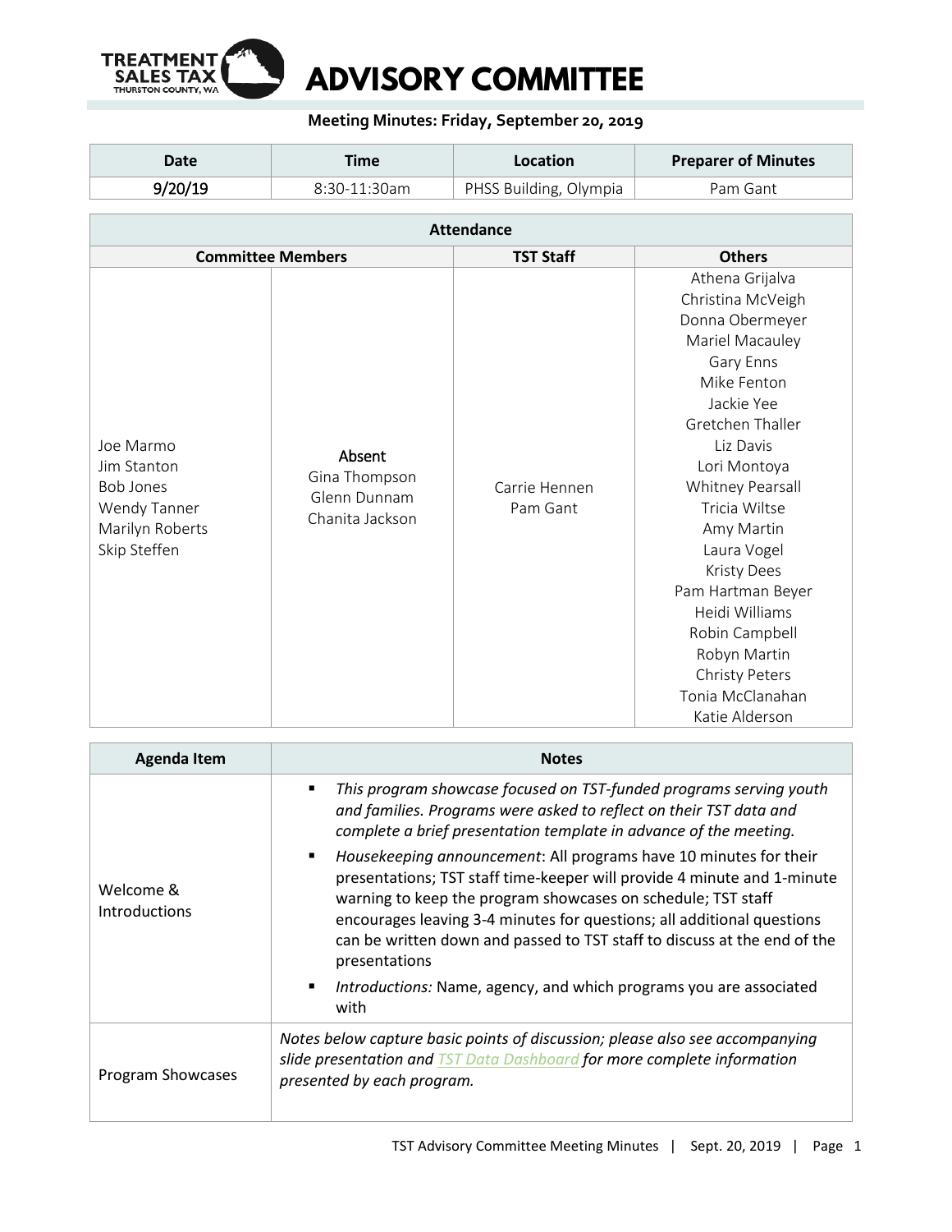# ADVISORY COMMITTEE

**Meeting Minutes: Friday, September 20, 2019**

| Date | Time | Location | Preparer of Minutes |
|---|---|---|---|
| 9/20/19 | 8:30-11:30am | PHSS Building, Olympia | Pam Gant |

| Attendance | | | |
|---|---|---|---|
| **Committee Members** | | **TST Staff** | **Others** |
| Joe Marmo<br>Jim Stanton<br>Bob Jones<br>Wendy Tanner<br>Marilyn Roberts<br>Skip Steffen | **Absent**<br>Gina Thompson<br>Glenn Dunnam<br>Chanita Jackson | Carrie Hennen<br>Pam Gant | Athena Grijalva<br>Christina McVeigh<br>Donna Obermeyer<br>Mariel Macauley<br>Gary Enns<br>Mike Fenton<br>Jackie Yee<br>Gretchen Thaller<br>Liz Davis<br>Lori Montoya<br>Whitney Pearsall<br>Tricia Wiltse<br>Amy Martin<br>Laura Vogel<br>Kristy Dees<br>Pam Hartman Beyer<br>Heidi Williams<br>Robin Campbell<br>Robyn Martin<br>Christy Peters<br>Tonia McClanahan<br>Katie Alderson |

| Agenda Item | Notes |
|---|---|
| Welcome & Introductions | ▪ *This program showcase focused on TST-funded programs serving youth and families. Programs were asked to reflect on their TST data and complete a brief presentation template in advance of the meeting.*<br>▪ *Housekeeping announcement*: All programs have 10 minutes for their presentations; TST staff time-keeper will provide 4 minute and 1-minute warning to keep the program showcases on schedule; TST staff encourages leaving 3-4 minutes for questions; all additional questions can be written down and passed to TST staff to discuss at the end of the presentations<br>▪ *Introductions:* Name, agency, and which programs you are associated with |
| Program Showcases | *Notes below capture basic points of discussion; please also see accompanying slide presentation and TST Data Dashboard for more complete information presented by each program.* |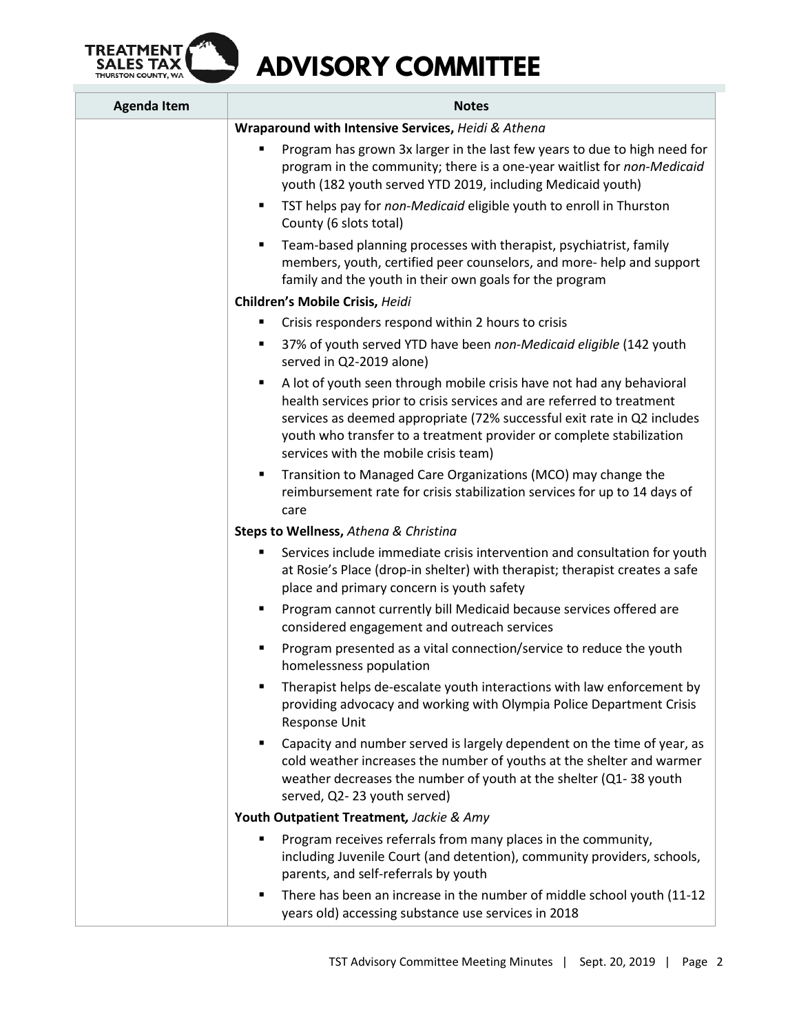| Agenda Item | Notes |
| --- | --- |
| | **Wraparound with Intensive Services,** *Heidi & Athena*<br>▪ Program has grown 3x larger in the last few years to due to high need for program in the community; there is a one-year waitlist for *non-Medicaid* youth (182 youth served YTD 2019, including Medicaid youth)<br>▪ TST helps pay for *non-Medicaid* eligible youth to enroll in Thurston County (6 slots total)<br>▪ Team-based planning processes with therapist, psychiatrist, family members, youth, certified peer counselors, and more- help and support family and the youth in their own goals for the program<br>**Children's Mobile Crisis,** *Heidi*<br>▪ Crisis responders respond within 2 hours to crisis<br>▪ 37% of youth served YTD have been *non-Medicaid eligible* (142 youth served in Q2-2019 alone)<br>▪ A lot of youth seen through mobile crisis have not had any behavioral health services prior to crisis services and are referred to treatment services as deemed appropriate (72% successful exit rate in Q2 includes youth who transfer to a treatment provider or complete stabilization services with the mobile crisis team)<br>▪ Transition to Managed Care Organizations (MCO) may change the reimbursement rate for crisis stabilization services for up to 14 days of care<br>**Steps to Wellness,** *Athena & Christina*<br>▪ Services include immediate crisis intervention and consultation for youth at Rosie's Place (drop-in shelter) with therapist; therapist creates a safe place and primary concern is youth safety<br>▪ Program cannot currently bill Medicaid because services offered are considered engagement and outreach services<br>▪ Program presented as a vital connection/service to reduce the youth homelessness population<br>▪ Therapist helps de-escalate youth interactions with law enforcement by providing advocacy and working with Olympia Police Department Crisis Response Unit<br>▪ Capacity and number served is largely dependent on the time of year, as cold weather increases the number of youths at the shelter and warmer weather decreases the number of youth at the shelter (Q1- 38 youth served, Q2- 23 youth served)<br>**Youth Outpatient Treatment,** *Jackie & Amy*<br>▪ Program receives referrals from many places in the community, including Juvenile Court (and detention), community providers, schools, parents, and self-referrals by youth<br>▪ There has been an increase in the number of middle school youth (11-12 years old) accessing substance use services in 2018 |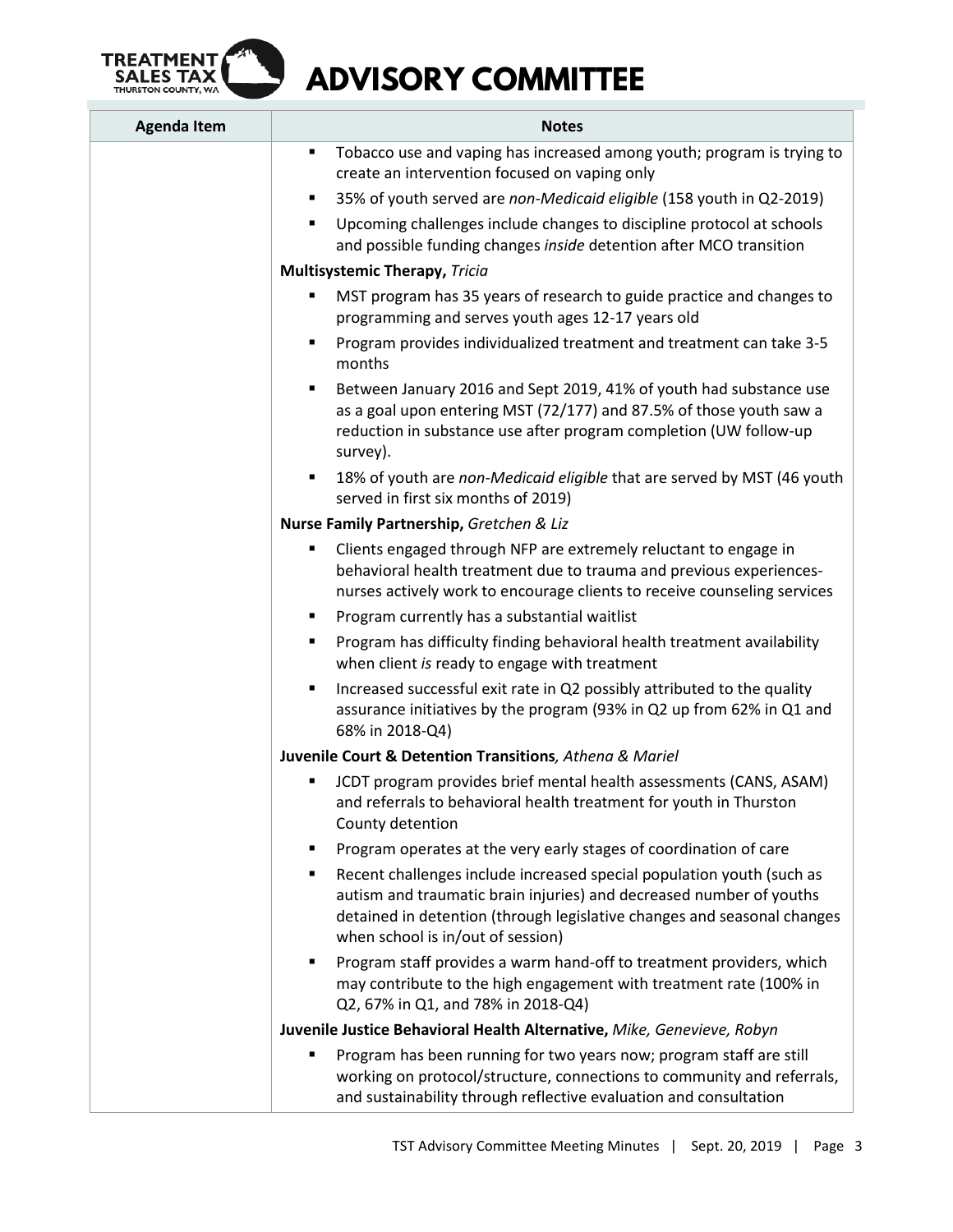| Agenda Item | Notes |
|---|---|
| | ▪ Tobacco use and vaping has increased among youth; program is trying to create an intervention focused on vaping only<br>▪ 35% of youth served are *non-Medicaid eligible* (158 youth in Q2-2019)<br>▪ Upcoming challenges include changes to discipline protocol at schools and possible funding changes *inside* detention after MCO transition<br>**Multisystemic Therapy,** *Tricia*<br>▪ MST program has 35 years of research to guide practice and changes to programming and serves youth ages 12-17 years old<br>▪ Program provides individualized treatment and treatment can take 3-5 months<br>▪ Between January 2016 and Sept 2019, 41% of youth had substance use as a goal upon entering MST (72/177) and 87.5% of those youth saw a reduction in substance use after program completion (UW follow-up survey).<br>▪ 18% of youth are *non-Medicaid eligible* that are served by MST (46 youth served in first six months of 2019)<br>**Nurse Family Partnership,** *Gretchen & Liz*<br>▪ Clients engaged through NFP are extremely reluctant to engage in behavioral health treatment due to trauma and previous experiences- nurses actively work to encourage clients to receive counseling services<br>▪ Program currently has a substantial waitlist<br>▪ Program has difficulty finding behavioral health treatment availability when client *is* ready to engage with treatment<br>▪ Increased successful exit rate in Q2 possibly attributed to the quality assurance initiatives by the program (93% in Q2 up from 62% in Q1 and 68% in 2018-Q4)<br>**Juvenile Court & Detention Transitions***, Athena & Mariel*<br>▪ JCDT program provides brief mental health assessments (CANS, ASAM) and referrals to behavioral health treatment for youth in Thurston County detention<br>▪ Program operates at the very early stages of coordination of care<br>▪ Recent challenges include increased special population youth (such as autism and traumatic brain injuries) and decreased number of youths detained in detention (through legislative changes and seasonal changes when school is in/out of session)<br>▪ Program staff provides a warm hand-off to treatment providers, which may contribute to the high engagement with treatment rate (100% in Q2, 67% in Q1, and 78% in 2018-Q4)<br>**Juvenile Justice Behavioral Health Alternative,** *Mike, Genevieve, Robyn*<br>▪ Program has been running for two years now; program staff are still working on protocol/structure, connections to community and referrals, and sustainability through reflective evaluation and consultation |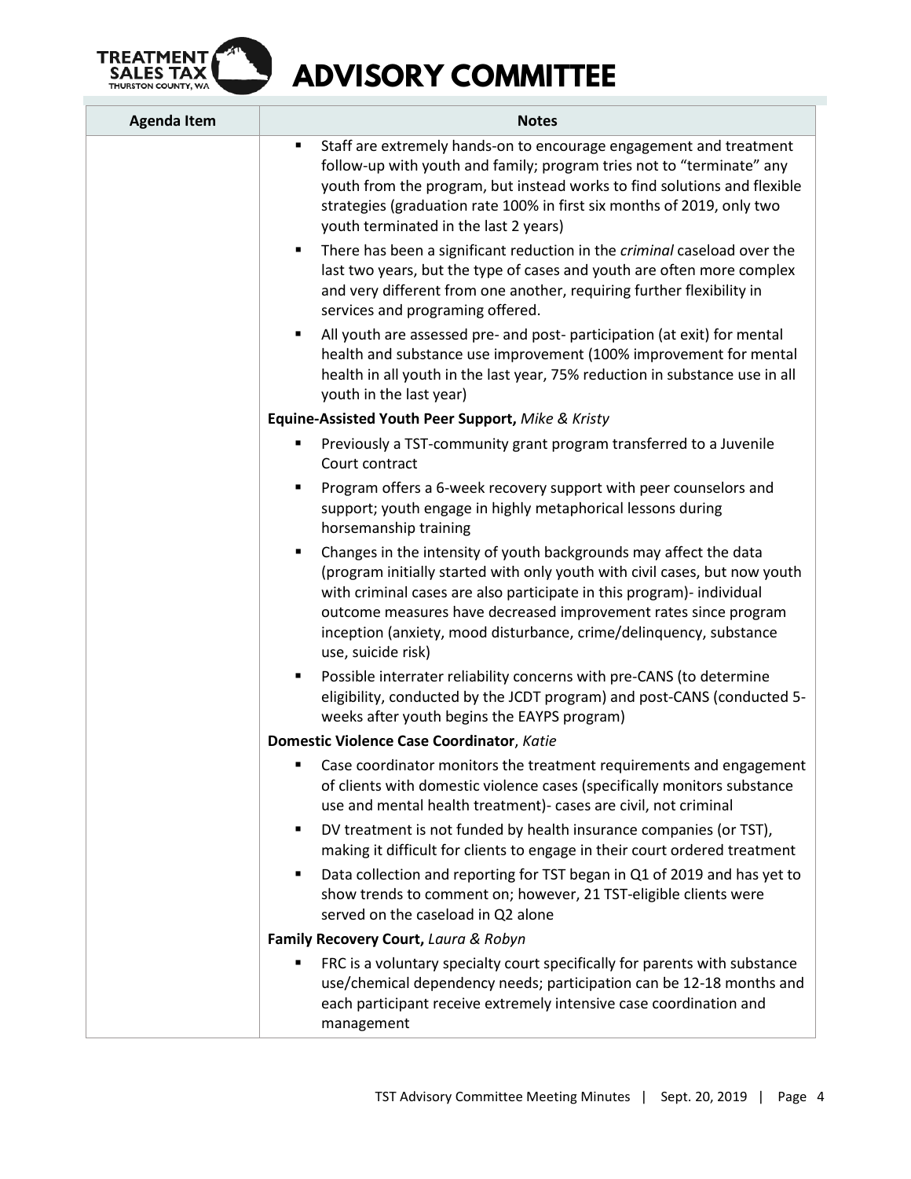| Agenda Item | Notes |
|---|---|
| | ▪ Staff are extremely hands-on to encourage engagement and treatment follow-up with youth and family; program tries not to "terminate" any youth from the program, but instead works to find solutions and flexible strategies (graduation rate 100% in first six months of 2019, only two youth terminated in the last 2 years)<br>▪ There has been a significant reduction in the *criminal* caseload over the last two years, but the type of cases and youth are often more complex and very different from one another, requiring further flexibility in services and programing offered.<br>▪ All youth are assessed pre- and post- participation (at exit) for mental health and substance use improvement (100% improvement for mental health in all youth in the last year, 75% reduction in substance use in all youth in the last year)<br>**Equine-Assisted Youth Peer Support,** *Mike & Kristy*<br>▪ Previously a TST-community grant program transferred to a Juvenile Court contract<br>▪ Program offers a 6-week recovery support with peer counselors and support; youth engage in highly metaphorical lessons during horsemanship training<br>▪ Changes in the intensity of youth backgrounds may affect the data (program initially started with only youth with civil cases, but now youth with criminal cases are also participate in this program)- individual outcome measures have decreased improvement rates since program inception (anxiety, mood disturbance, crime/delinquency, substance use, suicide risk)<br>▪ Possible interrater reliability concerns with pre-CANS (to determine eligibility, conducted by the JCDT program) and post-CANS (conducted 5-weeks after youth begins the EAYPS program)<br>**Domestic Violence Case Coordinator**, *Katie*<br>▪ Case coordinator monitors the treatment requirements and engagement of clients with domestic violence cases (specifically monitors substance use and mental health treatment)- cases are civil, not criminal<br>▪ DV treatment is not funded by health insurance companies (or TST), making it difficult for clients to engage in their court ordered treatment<br>▪ Data collection and reporting for TST began in Q1 of 2019 and has yet to show trends to comment on; however, 21 TST-eligible clients were served on the caseload in Q2 alone<br>**Family Recovery Court,** *Laura & Robyn*<br>▪ FRC is a voluntary specialty court specifically for parents with substance use/chemical dependency needs; participation can be 12-18 months and each participant receive extremely intensive case coordination and management |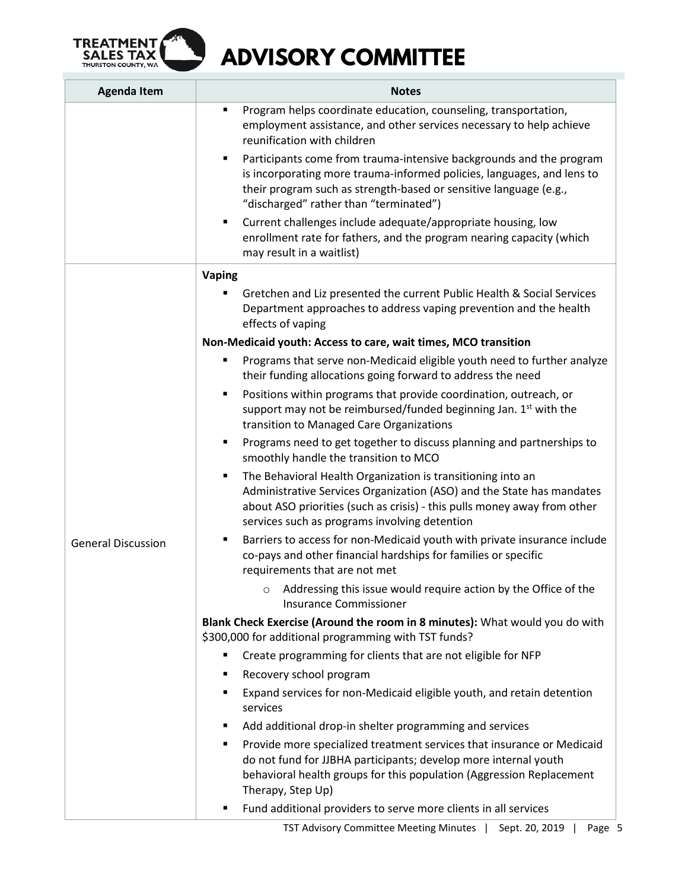| Agenda Item | Notes |
|---|---|
| | ▪ Program helps coordinate education, counseling, transportation, employment assistance, and other services necessary to help achieve reunification with children<br>▪ Participants come from trauma-intensive backgrounds and the program is incorporating more trauma-informed policies, languages, and lens to their program such as strength-based or sensitive language (e.g., "discharged" rather than "terminated")<br>▪ Current challenges include adequate/appropriate housing, low enrollment rate for fathers, and the program nearing capacity (which may result in a waitlist) |
| General Discussion | **Vaping**<br>▪ Gretchen and Liz presented the current Public Health & Social Services Department approaches to address vaping prevention and the health effects of vaping<br>**Non-Medicaid youth: Access to care, wait times, MCO transition**<br>▪ Programs that serve non-Medicaid eligible youth need to further analyze their funding allocations going forward to address the need<br>▪ Positions within programs that provide coordination, outreach, or support may not be reimbursed/funded beginning Jan. 1st with the transition to Managed Care Organizations<br>▪ Programs need to get together to discuss planning and partnerships to smoothly handle the transition to MCO<br>▪ The Behavioral Health Organization is transitioning into an Administrative Services Organization (ASO) and the State has mandates about ASO priorities (such as crisis) - this pulls money away from other services such as programs involving detention<br>▪ Barriers to access for non-Medicaid youth with private insurance include co-pays and other financial hardships for families or specific requirements that are not met<br>&nbsp;&nbsp;&nbsp;&nbsp;o Addressing this issue would require action by the Office of the Insurance Commissioner<br>**Blank Check Exercise (Around the room in 8 minutes):** What would you do with \$300,000 for additional programming with TST funds?<br>▪ Create programming for clients that are not eligible for NFP<br>▪ Recovery school program<br>▪ Expand services for non-Medicaid eligible youth, and retain detention services<br>▪ Add additional drop-in shelter programming and services<br>▪ Provide more specialized treatment services that insurance or Medicaid do not fund for JJBHA participants; develop more internal youth behavioral health groups for this population (Aggression Replacement Therapy, Step Up)<br>▪ Fund additional providers to serve more clients in all services |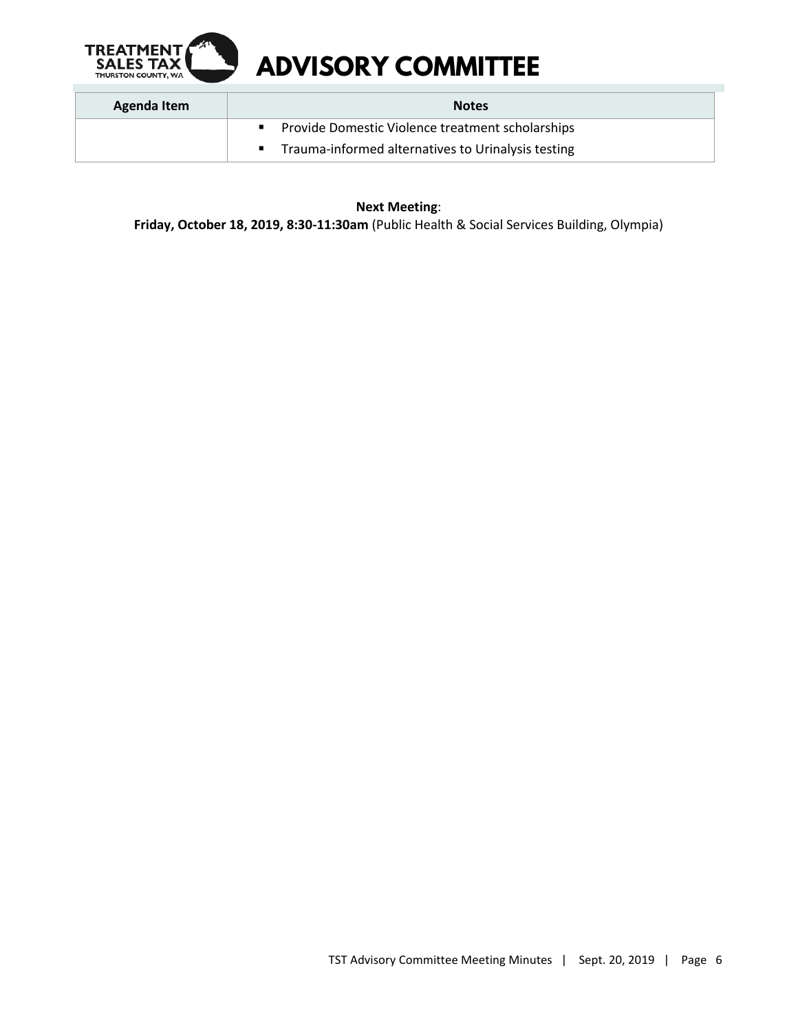| Agenda Item | Notes |
| --- | --- |
| | ▪ Provide Domestic Violence treatment scholarships<br>▪ Trauma-informed alternatives to Urinalysis testing |

**Next Meeting**:
**Friday, October 18, 2019, 8:30-11:30am** (Public Health & Social Services Building, Olympia)